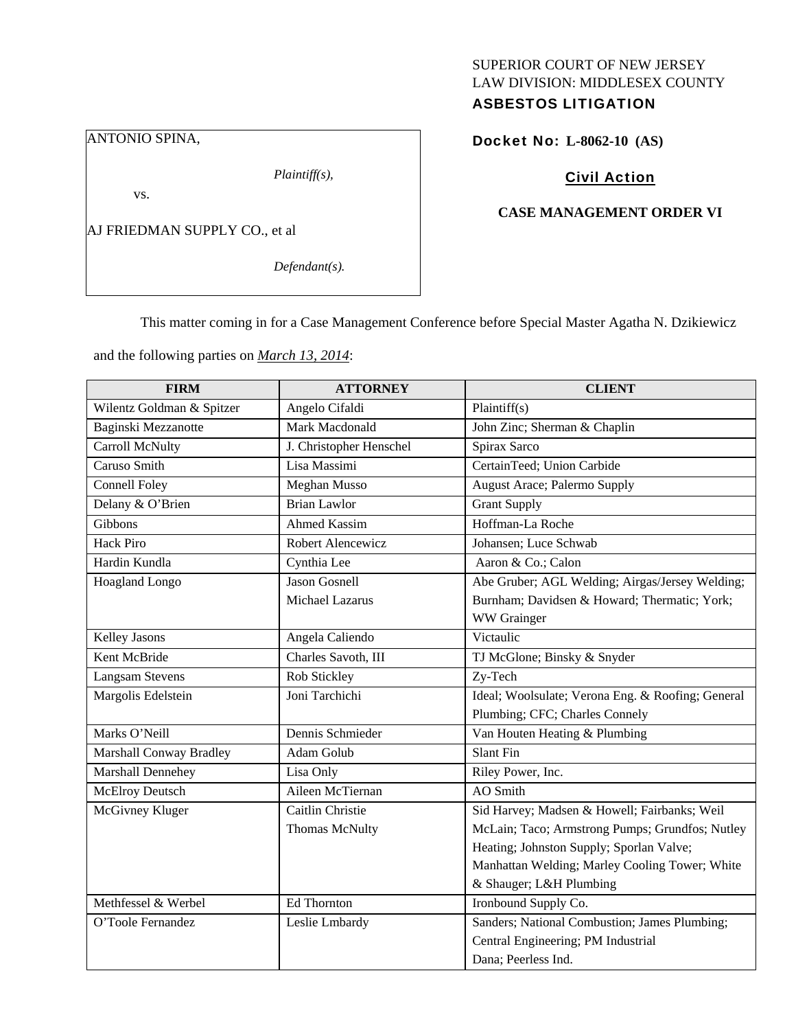SUPERIOR COURT OF NEW JERSEY
LAW DIVISION: MIDDLESEX COUNTY
**ASBESTOS LITIGATION**

ANTONIO SPINA,

*Plaintiff(s),*

vs.

AJ FRIEDMAN SUPPLY CO., et al

*Defendant(s).*

**Docket No: L-8062-10 (AS)**

**Civil Action**

**CASE MANAGEMENT ORDER VI**

This matter coming in for a Case Management Conference before Special Master Agatha N. Dzikiewicz and the following parties on *March 13, 2014*:

| FIRM | ATTORNEY | CLIENT |
|---|---|---|
| Wilentz Goldman & Spitzer | Angelo Cifaldi | Plaintiff(s) |
| Baginski Mezzanotte | Mark Macdonald | John Zinc; Sherman & Chaplin |
| Carroll McNulty | J. Christopher Henschel | Spirax Sarco |
| Caruso Smith | Lisa Massimi | CertainTeed; Union Carbide |
| Connell Foley | Meghan Musso | August Arace; Palermo Supply |
| Delany & O'Brien | Brian Lawlor | Grant Supply |
| Gibbons | Ahmed Kassim | Hoffman-La Roche |
| Hack Piro | Robert Alencewicz | Johansen; Luce Schwab |
| Hardin Kundla | Cynthia Lee | Aaron & Co.; Calon |
| Hoagland Longo | Jason Gosnell<br>Michael Lazarus | Abe Gruber; AGL Welding; Airgas/Jersey Welding; Burnham; Davidsen & Howard; Thermatic; York; WW Grainger |
| Kelley Jasons | Angela Caliendo | Victaulic |
| Kent McBride | Charles Savoth, III | TJ McGlone; Binsky & Snyder |
| Langsam Stevens | Rob Stickley | Zy-Tech |
| Margolis Edelstein | Joni Tarchichi | Ideal; Woolsulate; Verona Eng. & Roofing; General Plumbing; CFC; Charles Connely |
| Marks O'Neill | Dennis Schmieder | Van Houten Heating & Plumbing |
| Marshall Conway Bradley | Adam Golub | Slant Fin |
| Marshall Dennehey | Lisa Only | Riley Power, Inc. |
| McElroy Deutsch | Aileen McTiernan | AO Smith |
| McGivney Kluger | Caitlin Christie<br>Thomas McNulty | Sid Harvey; Madsen & Howell; Fairbanks; Weil McLain; Taco; Armstrong Pumps; Grundfos; Nutley Heating; Johnston Supply; Sporlan Valve; Manhattan Welding; Marley Cooling Tower; White & Shauger; L&H Plumbing |
| Methfessel & Werbel | Ed Thornton | Ironbound Supply Co. |
| O'Toole Fernandez | Leslie Lmbardy | Sanders; National Combustion; James Plumbing; Central Engineering; PM Industrial<br>Dana; Peerless Ind. |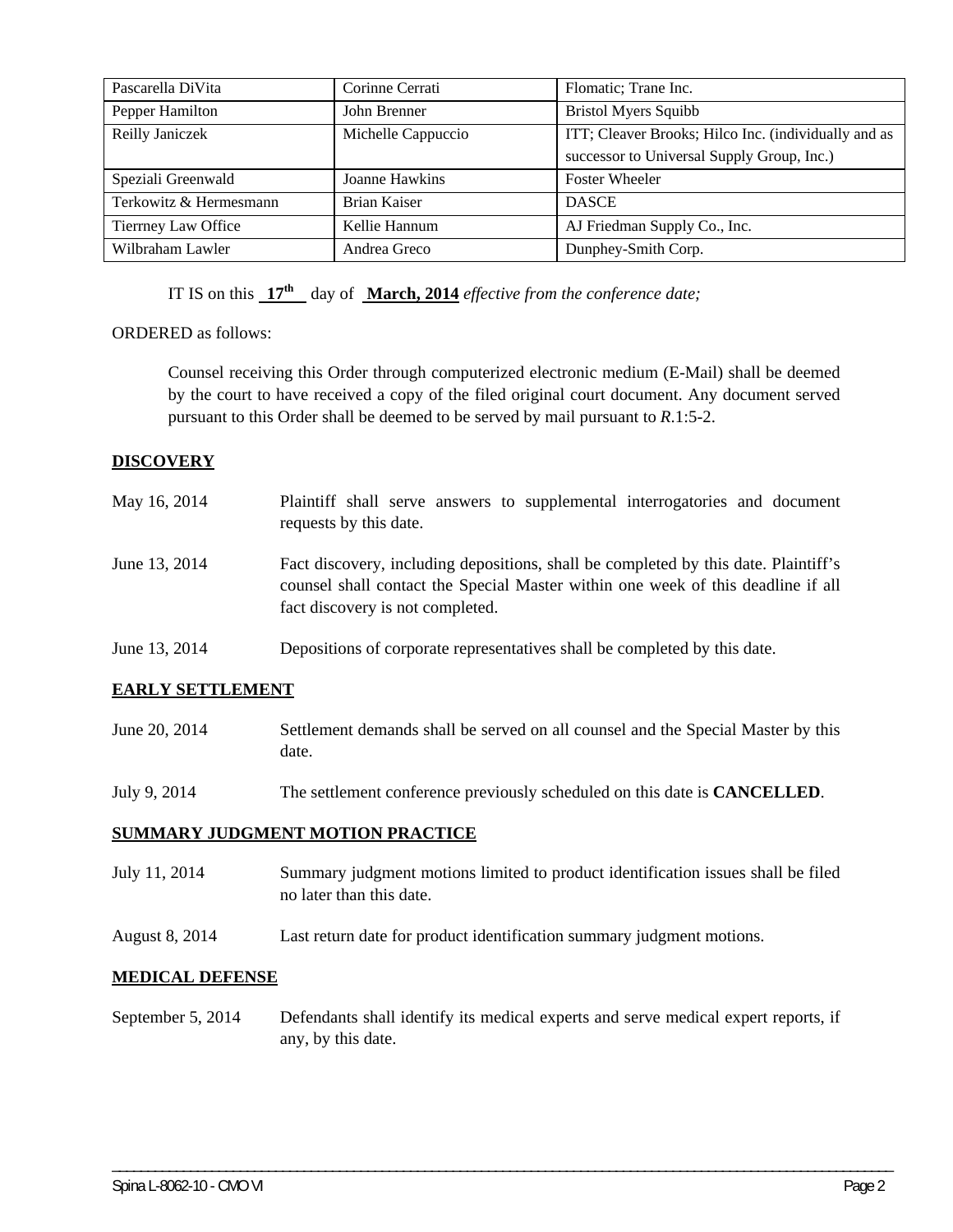| Pascarella DiVita | Corinne Cerrati | Flomatic; Trane Inc. |
|---|---|---|
| Pepper Hamilton | John Brenner | Bristol Myers Squibb |
| Reilly Janiczek | Michelle Cappuccio | ITT; Cleaver Brooks; Hilco Inc. (individually and as successor to Universal Supply Group, Inc.) |
| Speziali Greenwald | Joanne Hawkins | Foster Wheeler |
| Terkowitz & Hermesmann | Brian Kaiser | DASCE |
| Tierrney Law Office | Kellie Hannum | AJ Friedman Supply Co., Inc. |
| Wilbraham Lawler | Andrea Greco | Dunphey-Smith Corp. |

IT IS on this **17th** day of **March, 2014** *effective from the conference date;*

ORDERED as follows:

Counsel receiving this Order through computerized electronic medium (E-Mail) shall be deemed by the court to have received a copy of the filed original court document. Any document served pursuant to this Order shall be deemed to be served by mail pursuant to *R*.1:5-2.

**DISCOVERY**

May 16, 2014 — Plaintiff shall serve answers to supplemental interrogatories and document requests by this date.

June 13, 2014 — Fact discovery, including depositions, shall be completed by this date. Plaintiff's counsel shall contact the Special Master within one week of this deadline if all fact discovery is not completed.

June 13, 2014 — Depositions of corporate representatives shall be completed by this date.

**EARLY SETTLEMENT**

June 20, 2014 — Settlement demands shall be served on all counsel and the Special Master by this date.

July 9, 2014 — The settlement conference previously scheduled on this date is **CANCELLED**.

**SUMMARY JUDGMENT MOTION PRACTICE**

July 11, 2014 — Summary judgment motions limited to product identification issues shall be filed no later than this date.

August 8, 2014 — Last return date for product identification summary judgment motions.

**MEDICAL DEFENSE**

September 5, 2014 — Defendants shall identify its medical experts and serve medical expert reports, if any, by this date.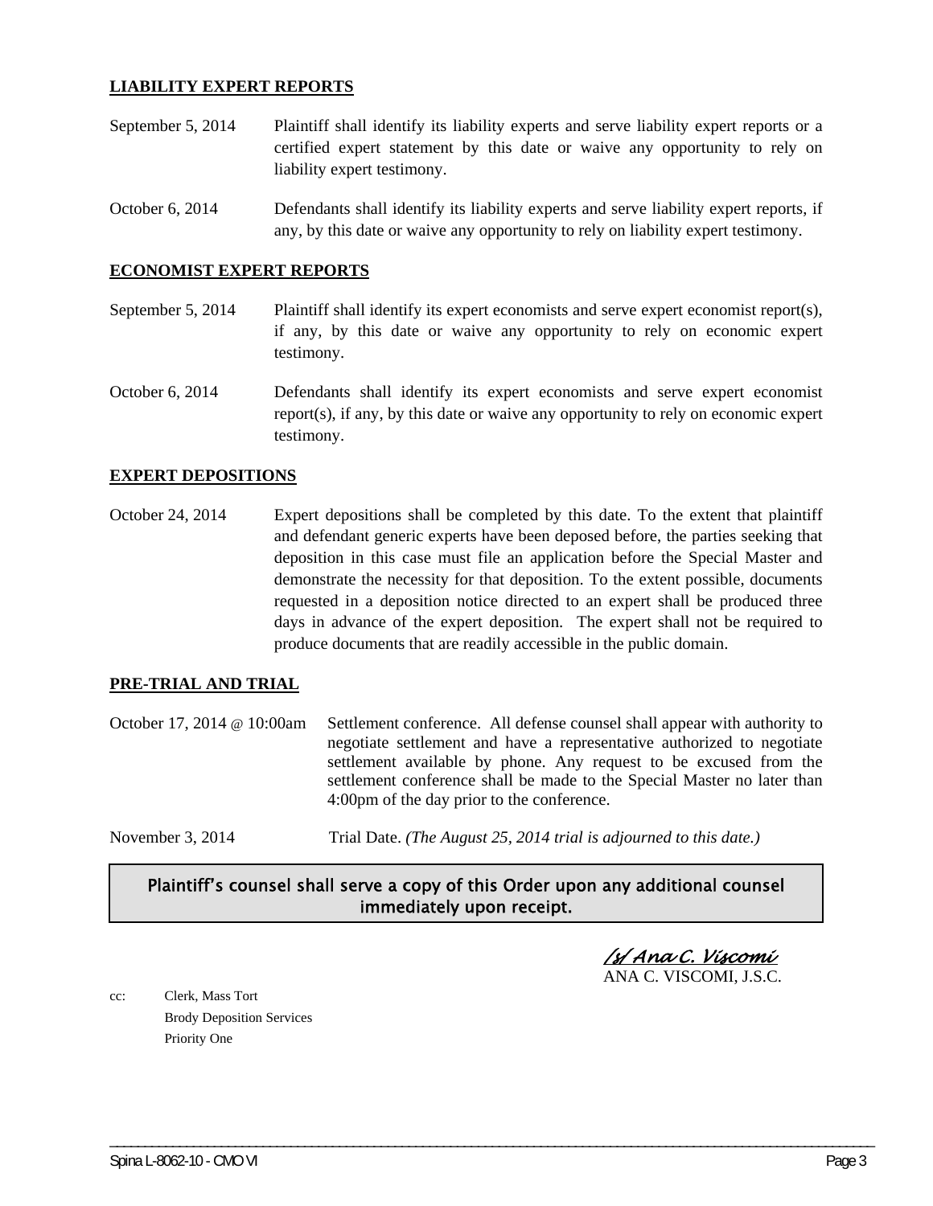**LIABILITY EXPERT REPORTS**

| | |
|---|---|
| September 5, 2014 | Plaintiff shall identify its liability experts and serve liability expert reports or a certified expert statement by this date or waive any opportunity to rely on liability expert testimony. |
| October 6, 2014 | Defendants shall identify its liability experts and serve liability expert reports, if any, by this date or waive any opportunity to rely on liability expert testimony. |

**ECONOMIST EXPERT REPORTS**

| | |
|---|---|
| September 5, 2014 | Plaintiff shall identify its expert economists and serve expert economist report(s), if any, by this date or waive any opportunity to rely on economic expert testimony. |
| October 6, 2014 | Defendants shall identify its expert economists and serve expert economist report(s), if any, by this date or waive any opportunity to rely on economic expert testimony. |

**EXPERT DEPOSITIONS**

| | |
|---|---|
| October 24, 2014 | Expert depositions shall be completed by this date. To the extent that plaintiff and defendant generic experts have been deposed before, the parties seeking that deposition in this case must file an application before the Special Master and demonstrate the necessity for that deposition. To the extent possible, documents requested in a deposition notice directed to an expert shall be produced three days in advance of the expert deposition. The expert shall not be required to produce documents that are readily accessible in the public domain. |

**PRE-TRIAL AND TRIAL**

| | |
|---|---|
| October 17, 2014 @ 10:00am | Settlement conference. All defense counsel shall appear with authority to negotiate settlement and have a representative authorized to negotiate settlement available by phone. Any request to be excused from the settlement conference shall be made to the Special Master no later than 4:00pm of the day prior to the conference. |
| November 3, 2014 | Trial Date. *(The August 25, 2014 trial is adjourned to this date.)* |

**Plaintiff's counsel shall serve a copy of this Order upon any additional counsel immediately upon receipt.**

*/s/ Ana C. Viscomi*
ANA C. VISCOMI, J.S.C.

cc: Clerk, Mass Tort
Brody Deposition Services
Priority One